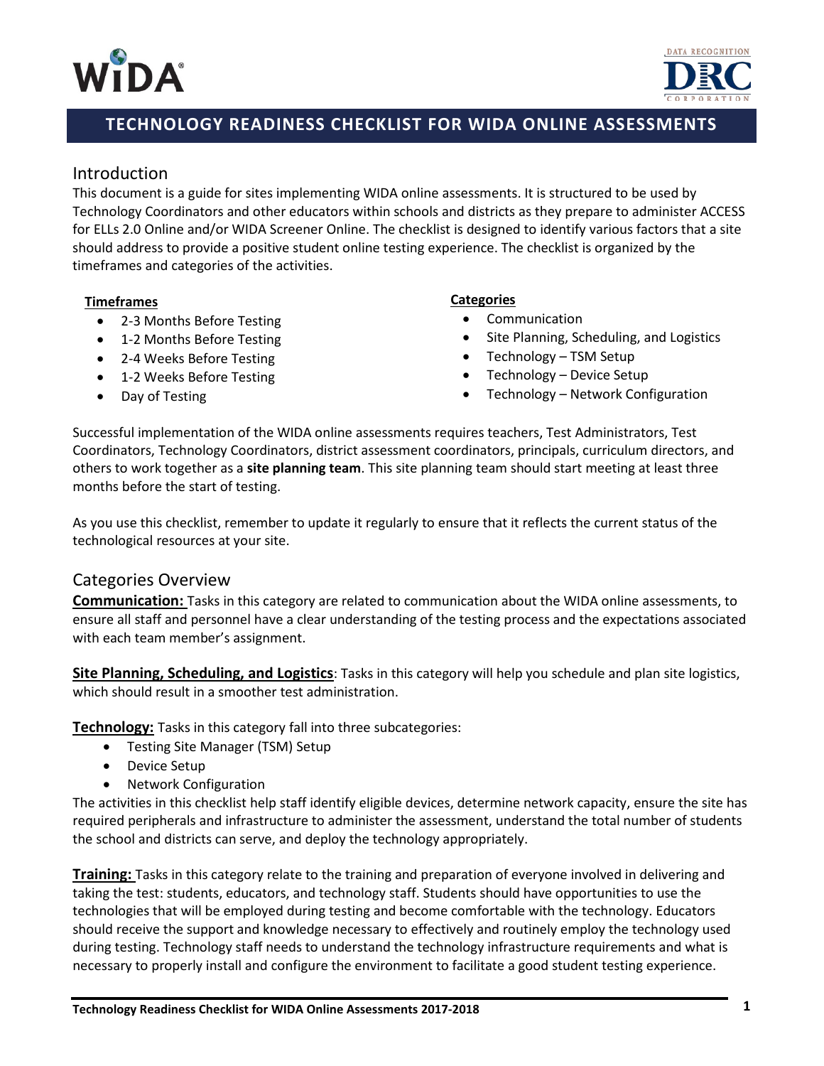# TECHNOLOGY READINESS CHECKLIST FOR WIDA ONLINE ASSESSMENTS

## Introduction

This document is a guide for sites implementing WIDA online assessments. It is structured to be used by Technology Coordinators and other educators within schools and districts as they prepare to administer ACCESS for ELLs 2.0 Online and/or WIDA Screener Online. The checklist is designed to identify various factors that a site should address to provide a positive student online testing experience. The checklist is organized by the timeframes and categories of the activities.

**Timeframes**

- 2-3 Months Before Testing
- 1-2 Months Before Testing
- 2-4 Weeks Before Testing
- 1-2 Weeks Before Testing
- Day of Testing

**Categories**

- Communication
- Site Planning, Scheduling, and Logistics
- Technology – TSM Setup
- Technology – Device Setup
- Technology – Network Configuration

Successful implementation of the WIDA online assessments requires teachers, Test Administrators, Test Coordinators, Technology Coordinators, district assessment coordinators, principals, curriculum directors, and others to work together as a **site planning team**. This site planning team should start meeting at least three months before the start of testing.

As you use this checklist, remember to update it regularly to ensure that it reflects the current status of the technological resources at your site.

## Categories Overview

**Communication:** Tasks in this category are related to communication about the WIDA online assessments, to ensure all staff and personnel have a clear understanding of the testing process and the expectations associated with each team member's assignment.

**Site Planning, Scheduling, and Logistics**: Tasks in this category will help you schedule and plan site logistics, which should result in a smoother test administration.

**Technology:** Tasks in this category fall into three subcategories:

- Testing Site Manager (TSM) Setup
- Device Setup
- Network Configuration

The activities in this checklist help staff identify eligible devices, determine network capacity, ensure the site has required peripherals and infrastructure to administer the assessment, understand the total number of students the school and districts can serve, and deploy the technology appropriately.

**Training:** Tasks in this category relate to the training and preparation of everyone involved in delivering and taking the test: students, educators, and technology staff. Students should have opportunities to use the technologies that will be employed during testing and become comfortable with the technology. Educators should receive the support and knowledge necessary to effectively and routinely employ the technology used during testing. Technology staff needs to understand the technology infrastructure requirements and what is necessary to properly install and configure the environment to facilitate a good student testing experience.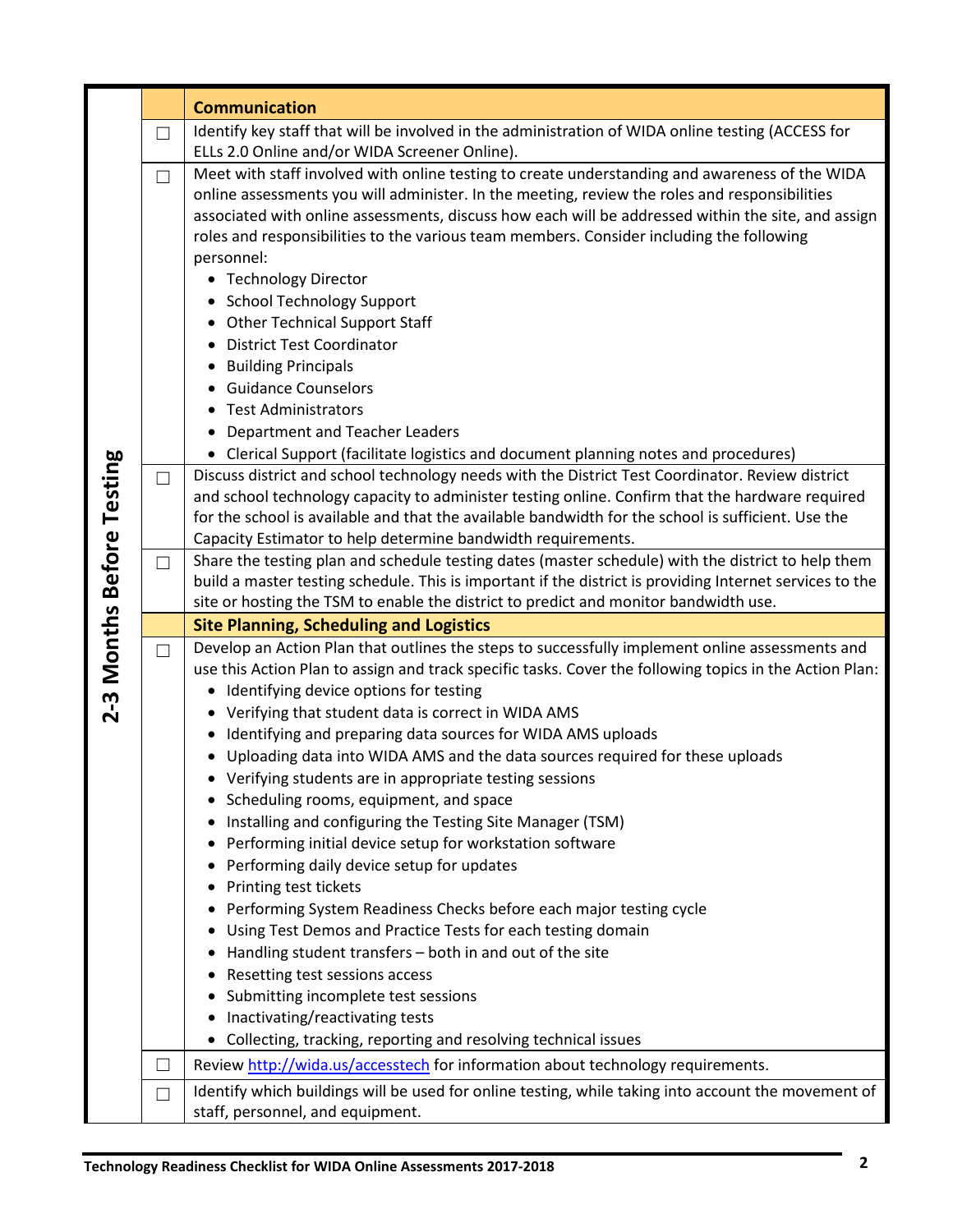| 2-3 Months Before Testing | | |
|---|---|---|
| | | **Communication** |
| | ☐ | Identify key staff that will be involved in the administration of WIDA online testing (ACCESS for ELLs 2.0 Online and/or WIDA Screener Online). |
| | ☐ | Meet with staff involved with online testing to create understanding and awareness of the WIDA online assessments you will administer. In the meeting, review the roles and responsibilities associated with online assessments, discuss how each will be addressed within the site, and assign roles and responsibilities to the various team members. Consider including the following personnel:<br>• Technology Director<br>• School Technology Support<br>• Other Technical Support Staff<br>• District Test Coordinator<br>• Building Principals<br>• Guidance Counselors<br>• Test Administrators<br>• Department and Teacher Leaders<br>• Clerical Support (facilitate logistics and document planning notes and procedures) |
| | ☐ | Discuss district and school technology needs with the District Test Coordinator. Review district and school technology capacity to administer testing online. Confirm that the hardware required for the school is available and that the available bandwidth for the school is sufficient. Use the Capacity Estimator to help determine bandwidth requirements. |
| | ☐ | Share the testing plan and schedule testing dates (master schedule) with the district to help them build a master testing schedule. This is important if the district is providing Internet services to the site or hosting the TSM to enable the district to predict and monitor bandwidth use. |
| | | **Site Planning, Scheduling and Logistics** |
| | ☐ | Develop an Action Plan that outlines the steps to successfully implement online assessments and use this Action Plan to assign and track specific tasks. Cover the following topics in the Action Plan:<br>• Identifying device options for testing<br>• Verifying that student data is correct in WIDA AMS<br>• Identifying and preparing data sources for WIDA AMS uploads<br>• Uploading data into WIDA AMS and the data sources required for these uploads<br>• Verifying students are in appropriate testing sessions<br>• Scheduling rooms, equipment, and space<br>• Installing and configuring the Testing Site Manager (TSM)<br>• Performing initial device setup for workstation software<br>• Performing daily device setup for updates<br>• Printing test tickets<br>• Performing System Readiness Checks before each major testing cycle<br>• Using Test Demos and Practice Tests for each testing domain<br>• Handling student transfers – both in and out of the site<br>• Resetting test sessions access<br>• Submitting incomplete test sessions<br>• Inactivating/reactivating tests<br>• Collecting, tracking, reporting and resolving technical issues |
| | ☐ | Review http://wida.us/accesstech for information about technology requirements. |
| | ☐ | Identify which buildings will be used for online testing, while taking into account the movement of staff, personnel, and equipment. |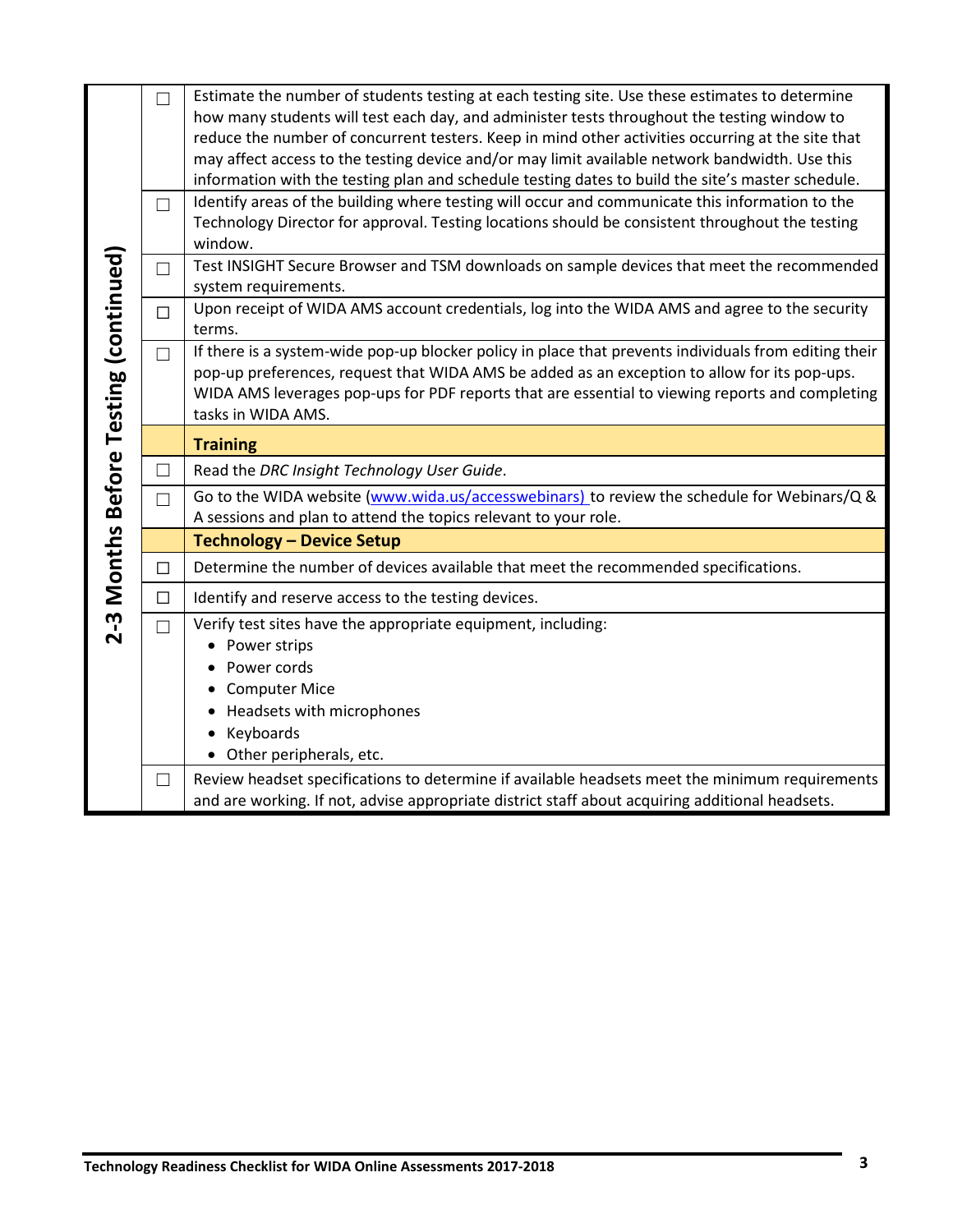**2-3 Months Before Testing (continued)**

| | |
|---|---|
| ☐ | Estimate the number of students testing at each testing site. Use these estimates to determine how many students will test each day, and administer tests throughout the testing window to reduce the number of concurrent testers. Keep in mind other activities occurring at the site that may affect access to the testing device and/or may limit available network bandwidth. Use this information with the testing plan and schedule testing dates to build the site's master schedule. |
| ☐ | Identify areas of the building where testing will occur and communicate this information to the Technology Director for approval. Testing locations should be consistent throughout the testing window. |
| ☐ | Test INSIGHT Secure Browser and TSM downloads on sample devices that meet the recommended system requirements. |
| ☐ | Upon receipt of WIDA AMS account credentials, log into the WIDA AMS and agree to the security terms. |
| ☐ | If there is a system-wide pop-up blocker policy in place that prevents individuals from editing their pop-up preferences, request that WIDA AMS be added as an exception to allow for its pop-ups. WIDA AMS leverages pop-ups for PDF reports that are essential to viewing reports and completing tasks in WIDA AMS. |
| | **Training** |
| ☐ | Read the *DRC Insight Technology User Guide*. |
| ☐ | Go to the WIDA website (www.wida.us/accesswebinars) to review the schedule for Webinars/Q & A sessions and plan to attend the topics relevant to your role. |
| | **Technology – Device Setup** |
| ☐ | Determine the number of devices available that meet the recommended specifications. |
| ☐ | Identify and reserve access to the testing devices. |
| ☐ | Verify test sites have the appropriate equipment, including:<br>• Power strips<br>• Power cords<br>• Computer Mice<br>• Headsets with microphones<br>• Keyboards<br>• Other peripherals, etc. |
| ☐ | Review headset specifications to determine if available headsets meet the minimum requirements and are working. If not, advise appropriate district staff about acquiring additional headsets. |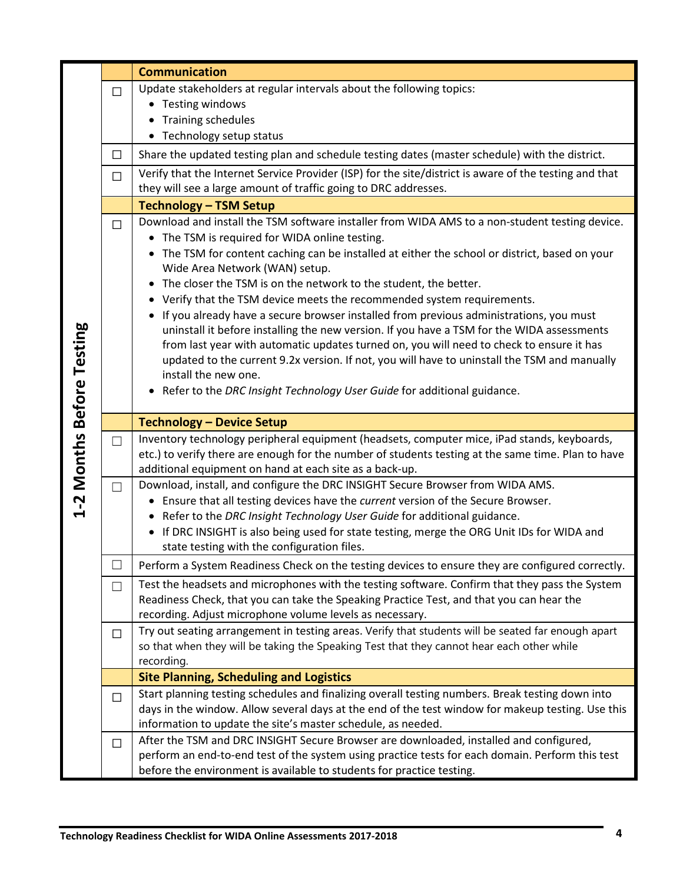## 1-2 Months Before Testing

### Communication

- ☐ Update stakeholders at regular intervals about the following topics:
  - Testing windows
  - Training schedules
  - Technology setup status
- ☐ Share the updated testing plan and schedule testing dates (master schedule) with the district.
- ☐ Verify that the Internet Service Provider (ISP) for the site/district is aware of the testing and that they will see a large amount of traffic going to DRC addresses.

### Technology – TSM Setup

- ☐ Download and install the TSM software installer from WIDA AMS to a non-student testing device.
  - The TSM is required for WIDA online testing.
  - The TSM for content caching can be installed at either the school or district, based on your Wide Area Network (WAN) setup.
  - The closer the TSM is on the network to the student, the better.
  - Verify that the TSM device meets the recommended system requirements.
  - If you already have a secure browser installed from previous administrations, you must uninstall it before installing the new version. If you have a TSM for the WIDA assessments from last year with automatic updates turned on, you will need to check to ensure it has updated to the current 9.2x version. If not, you will have to uninstall the TSM and manually install the new one.
  - Refer to the *DRC Insight Technology User Guide* for additional guidance.

### Technology – Device Setup

- ☐ Inventory technology peripheral equipment (headsets, computer mice, iPad stands, keyboards, etc.) to verify there are enough for the number of students testing at the same time. Plan to have additional equipment on hand at each site as a back-up.
- ☐ Download, install, and configure the DRC INSIGHT Secure Browser from WIDA AMS.
  - Ensure that all testing devices have the *current* version of the Secure Browser.
  - Refer to the *DRC Insight Technology User Guide* for additional guidance.
  - If DRC INSIGHT is also being used for state testing, merge the ORG Unit IDs for WIDA and state testing with the configuration files.
- ☐ Perform a System Readiness Check on the testing devices to ensure they are configured correctly.
- ☐ Test the headsets and microphones with the testing software. Confirm that they pass the System Readiness Check, that you can take the Speaking Practice Test, and that you can hear the recording. Adjust microphone volume levels as necessary.
- ☐ Try out seating arrangement in testing areas. Verify that students will be seated far enough apart so that when they will be taking the Speaking Test that they cannot hear each other while recording.

### Site Planning, Scheduling and Logistics

- ☐ Start planning testing schedules and finalizing overall testing numbers. Break testing down into days in the window. Allow several days at the end of the test window for makeup testing. Use this information to update the site's master schedule, as needed.
- ☐ After the TSM and DRC INSIGHT Secure Browser are downloaded, installed and configured, perform an end-to-end test of the system using practice tests for each domain. Perform this test before the environment is available to students for practice testing.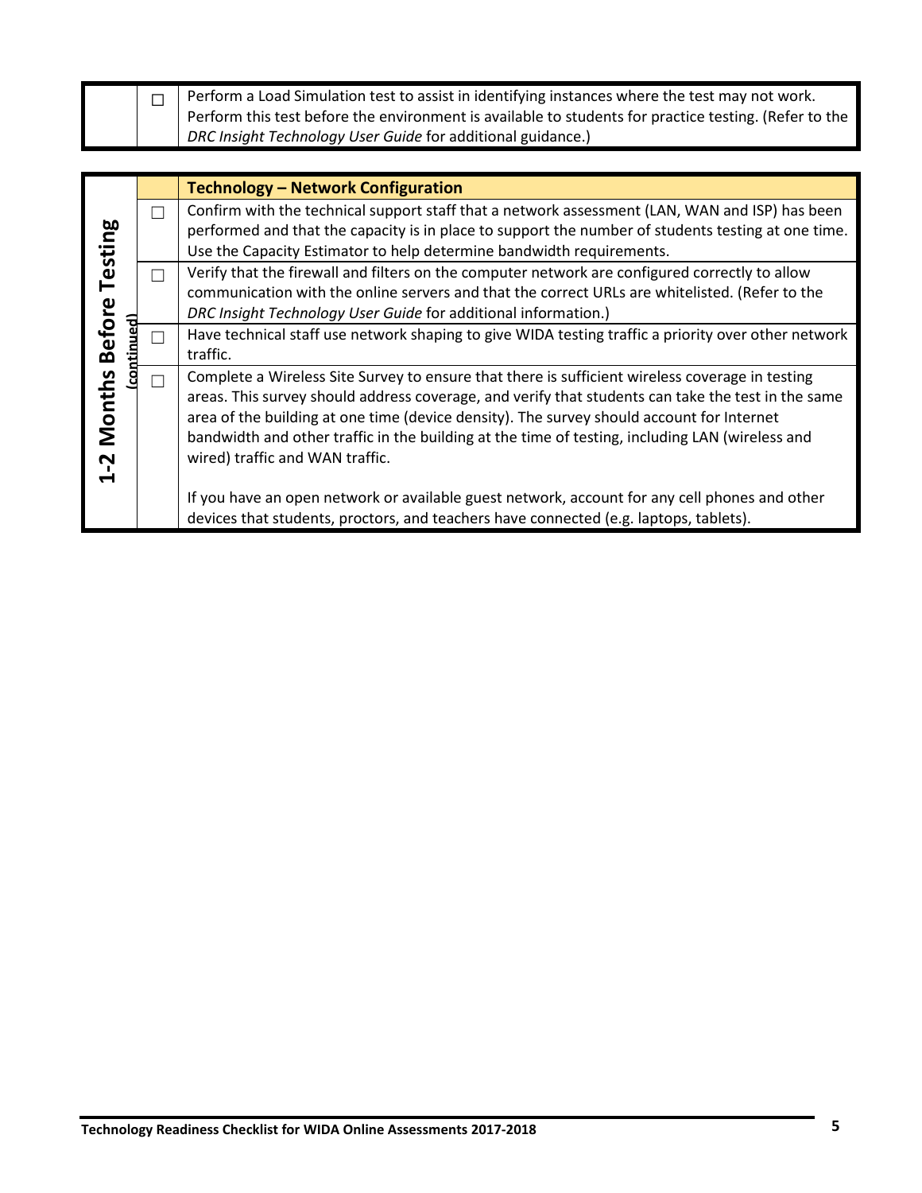| | | |
|---|---|---|
| | ☐ | Perform a Load Simulation test to assist in identifying instances where the test may not work. Perform this test before the environment is available to students for practice testing. (Refer to the *DRC Insight Technology User Guide* for additional guidance.) |

| **1-2 Months Before Testing (continued)** | | **Technology – Network Configuration** |
|---|---|---|
| | ☐ | Confirm with the technical support staff that a network assessment (LAN, WAN and ISP) has been performed and that the capacity is in place to support the number of students testing at one time. Use the Capacity Estimator to help determine bandwidth requirements. |
| | ☐ | Verify that the firewall and filters on the computer network are configured correctly to allow communication with the online servers and that the correct URLs are whitelisted. (Refer to the *DRC Insight Technology User Guide* for additional information.) |
| | ☐ | Have technical staff use network shaping to give WIDA testing traffic a priority over other network traffic. |
| | ☐ | Complete a Wireless Site Survey to ensure that there is sufficient wireless coverage in testing areas. This survey should address coverage, and verify that students can take the test in the same area of the building at one time (device density). The survey should account for Internet bandwidth and other traffic in the building at the time of testing, including LAN (wireless and wired) traffic and WAN traffic.<br><br>If you have an open network or available guest network, account for any cell phones and other devices that students, proctors, and teachers have connected (e.g. laptops, tablets). |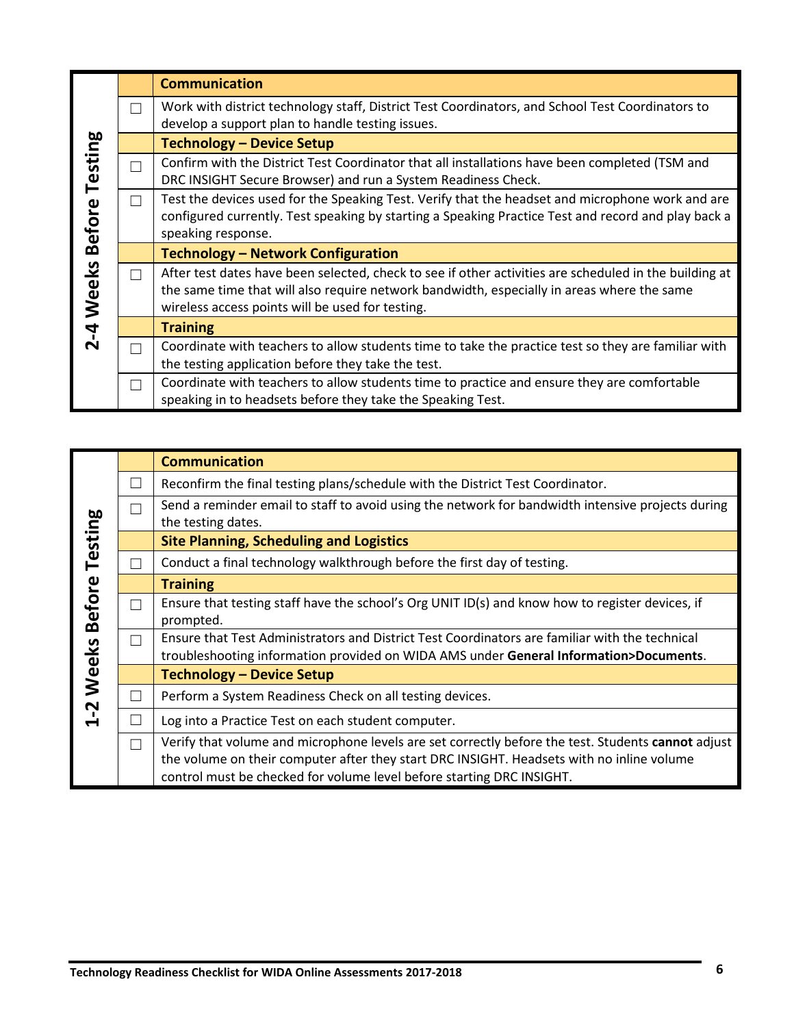| 2-4 Weeks Before Testing | | |
|---|---|---|
| | | **Communication** |
| | ☐ | Work with district technology staff, District Test Coordinators, and School Test Coordinators to develop a support plan to handle testing issues. |
| | | **Technology – Device Setup** |
| | ☐ | Confirm with the District Test Coordinator that all installations have been completed (TSM and DRC INSIGHT Secure Browser) and run a System Readiness Check. |
| | ☐ | Test the devices used for the Speaking Test. Verify that the headset and microphone work and are configured currently. Test speaking by starting a Speaking Practice Test and record and play back a speaking response. |
| | | **Technology – Network Configuration** |
| | ☐ | After test dates have been selected, check to see if other activities are scheduled in the building at the same time that will also require network bandwidth, especially in areas where the same wireless access points will be used for testing. |
| | | **Training** |
| | ☐ | Coordinate with teachers to allow students time to take the practice test so they are familiar with the testing application before they take the test. |
| | ☐ | Coordinate with teachers to allow students time to practice and ensure they are comfortable speaking in to headsets before they take the Speaking Test. |

| 1-2 Weeks Before Testing | | |
|---|---|---|
| | | **Communication** |
| | ☐ | Reconfirm the final testing plans/schedule with the District Test Coordinator. |
| | ☐ | Send a reminder email to staff to avoid using the network for bandwidth intensive projects during the testing dates. |
| | | **Site Planning, Scheduling and Logistics** |
| | ☐ | Conduct a final technology walkthrough before the first day of testing. |
| | | **Training** |
| | ☐ | Ensure that testing staff have the school's Org UNIT ID(s) and know how to register devices, if prompted. |
| | ☐ | Ensure that Test Administrators and District Test Coordinators are familiar with the technical troubleshooting information provided on WIDA AMS under **General Information>Documents**. |
| | | **Technology – Device Setup** |
| | ☐ | Perform a System Readiness Check on all testing devices. |
| | ☐ | Log into a Practice Test on each student computer. |
| | ☐ | Verify that volume and microphone levels are set correctly before the test. Students **cannot** adjust the volume on their computer after they start DRC INSIGHT. Headsets with no inline volume control must be checked for volume level before starting DRC INSIGHT. |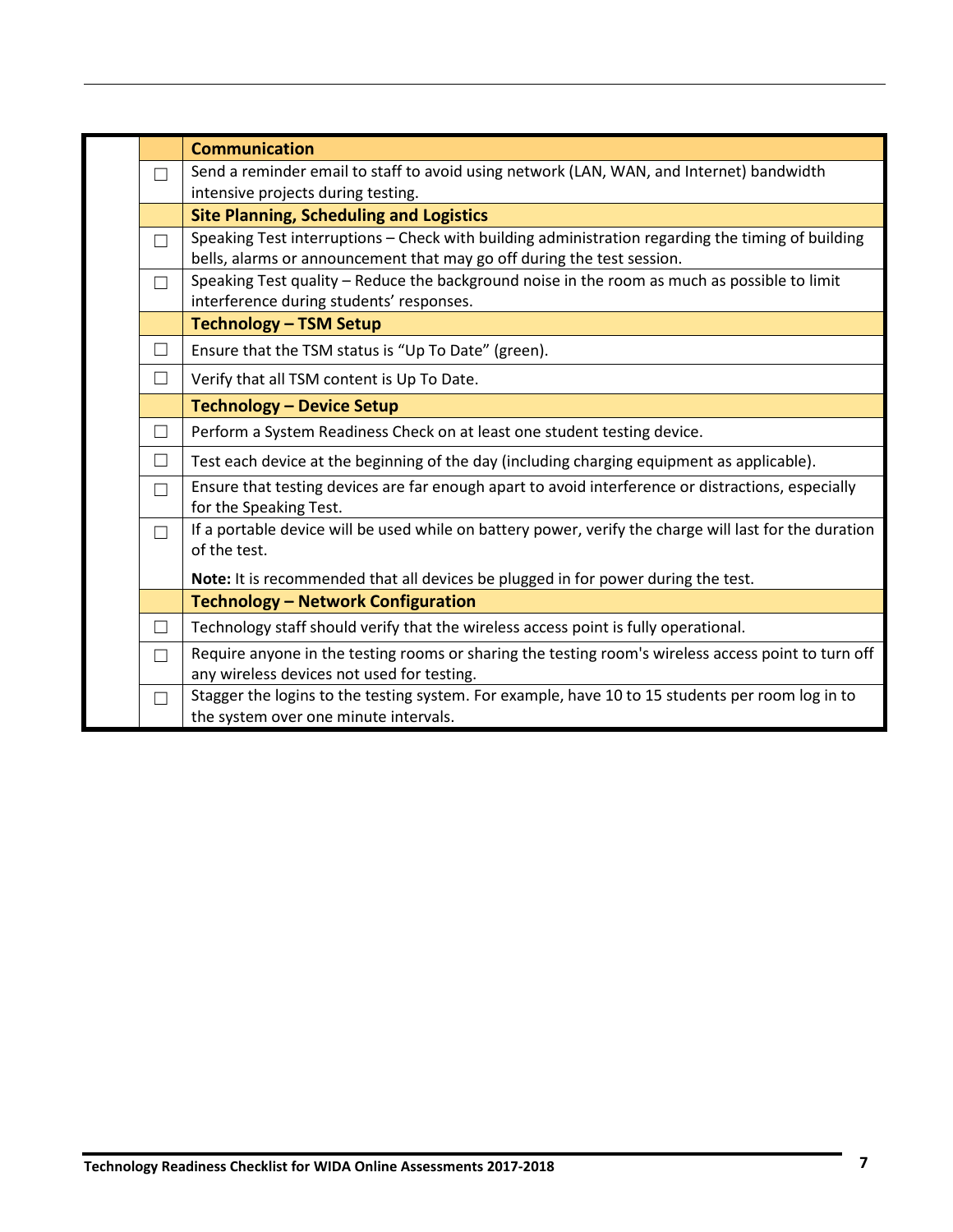| | | |
|---|---|---|
| | | **Communication** |
| | ☐ | Send a reminder email to staff to avoid using network (LAN, WAN, and Internet) bandwidth intensive projects during testing. |
| | | **Site Planning, Scheduling and Logistics** |
| | ☐ | Speaking Test interruptions – Check with building administration regarding the timing of building bells, alarms or announcement that may go off during the test session. |
| | ☐ | Speaking Test quality – Reduce the background noise in the room as much as possible to limit interference during students' responses. |
| | | **Technology – TSM Setup** |
| | ☐ | Ensure that the TSM status is "Up To Date" (green). |
| | ☐ | Verify that all TSM content is Up To Date. |
| | | **Technology – Device Setup** |
| | ☐ | Perform a System Readiness Check on at least one student testing device. |
| | ☐ | Test each device at the beginning of the day (including charging equipment as applicable). |
| | ☐ | Ensure that testing devices are far enough apart to avoid interference or distractions, especially for the Speaking Test. |
| | ☐ | If a portable device will be used while on battery power, verify the charge will last for the duration of the test.<br><br>**Note:** It is recommended that all devices be plugged in for power during the test. |
| | | **Technology – Network Configuration** |
| | ☐ | Technology staff should verify that the wireless access point is fully operational. |
| | ☐ | Require anyone in the testing rooms or sharing the testing room's wireless access point to turn off any wireless devices not used for testing. |
| | ☐ | Stagger the logins to the testing system. For example, have 10 to 15 students per room log in to the system over one minute intervals. |